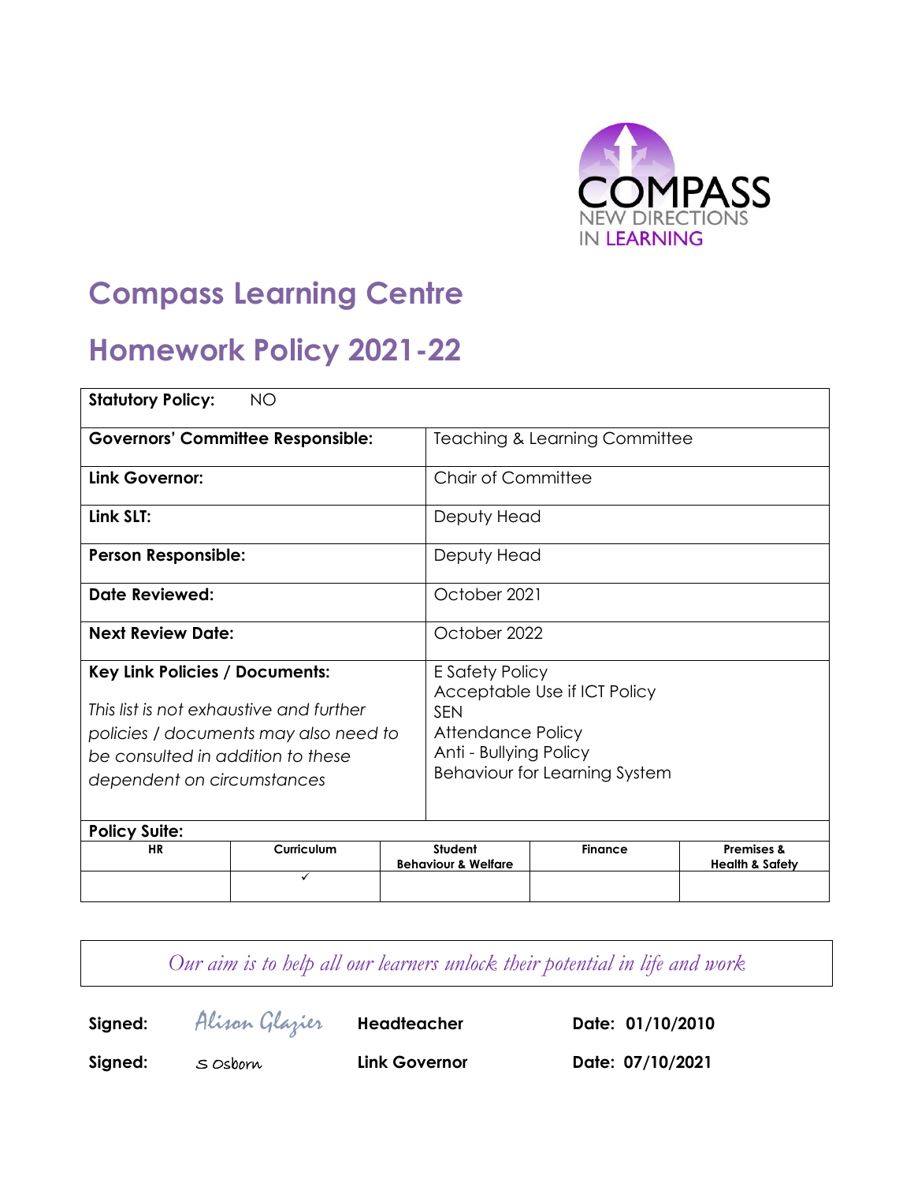COMPASS
NEW DIRECTIONS
IN LEARNING

# Compass Learning Centre

# Homework Policy 2021-22

| | |
|---|---|
| **Statutory Policy:** NO | |
| **Governors' Committee Responsible:** | Teaching & Learning Committee |
| **Link Governor:** | Chair of Committee |
| **Link SLT:** | Deputy Head |
| **Person Responsible:** | Deputy Head |
| **Date Reviewed:** | October 2021 |
| **Next Review Date:** | October 2022 |
| **Key Link Policies / Documents:**<br><br>*This list is not exhaustive and further policies / documents may also need to be consulted in addition to these dependent on circumstances* | E Safety Policy<br>Acceptable Use if ICT Policy<br>SEN<br>Attendance Policy<br>Anti - Bullying Policy<br>Behaviour for Learning System |

**Policy Suite:**

| HR | Curriculum | Student Behaviour & Welfare | Finance | Premises & Health & Safety |
|---|---|---|---|---|
| | ✓ | | | |

*Our aim is to help all our learners unlock their potential in life and work*

**Signed:** Alison Glazier **Headteacher** **Date: 01/10/2010**

**Signed:** S Osborn **Link Governor** **Date: 07/10/2021**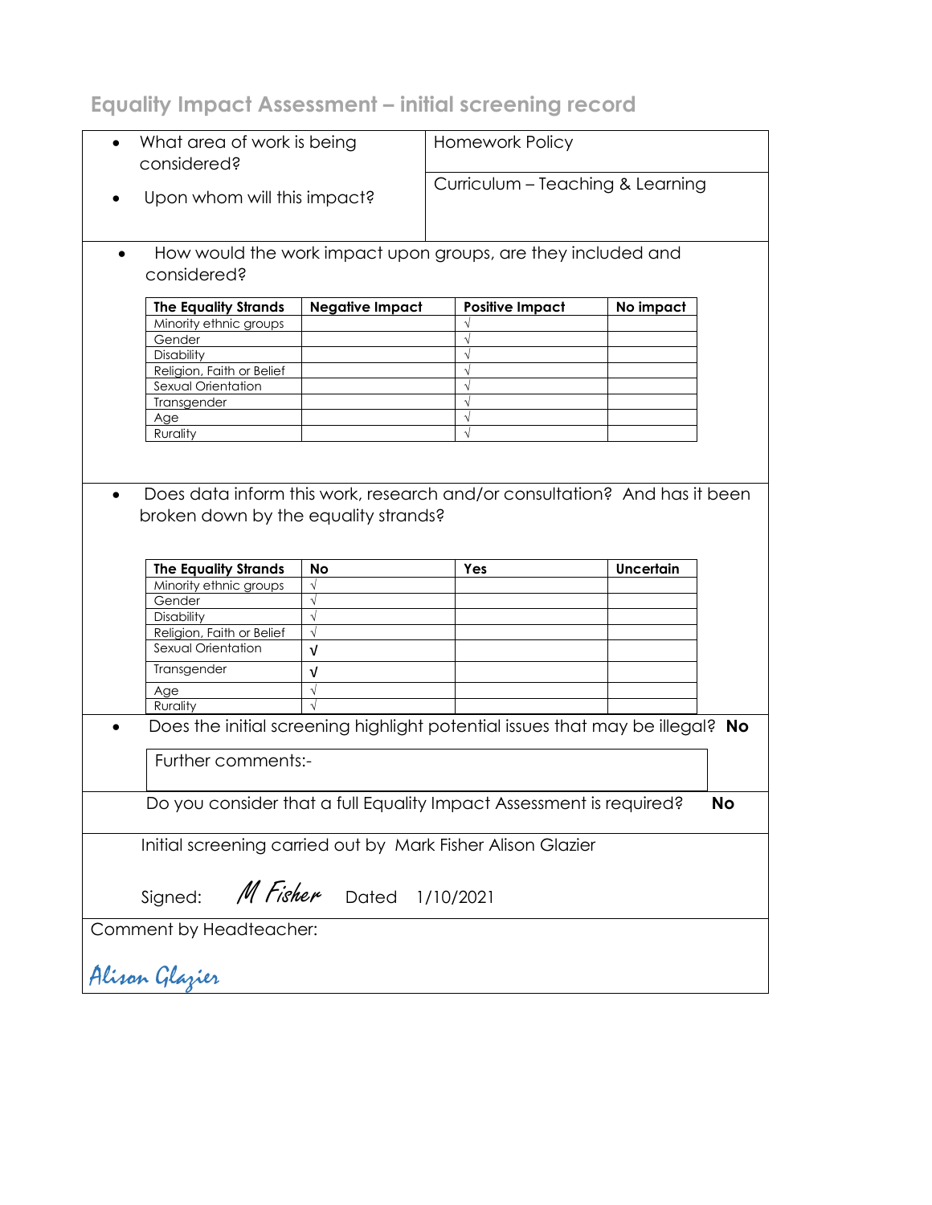## Equality Impact Assessment – initial screening record

- What area of work is being considered?
  Homework Policy
- Upon whom will this impact?
  Curriculum – Teaching & Learning

- How would the work impact upon groups, are they included and considered?

| The Equality Strands | Negative Impact | Positive Impact | No impact |
|---|---|---|---|
| Minority ethnic groups | | √ | |
| Gender | | √ | |
| Disability | | √ | |
| Religion, Faith or Belief | | √ | |
| Sexual Orientation | | √ | |
| Transgender | | √ | |
| Age | | √ | |
| Rurality | | √ | |

- Does data inform this work, research and/or consultation? And has it been broken down by the equality strands?

| The Equality Strands | No | Yes | Uncertain |
|---|---|---|---|
| Minority ethnic groups | √ | | |
| Gender | √ | | |
| Disability | √ | | |
| Religion, Faith or Belief | √ | | |
| Sexual Orientation | √ | | |
| Transgender | √ | | |
| Age | √ | | |
| Rurality | √ | | |

- Does the initial screening highlight potential issues that may be illegal? **No**

Further comments:-

Do you consider that a full Equality Impact Assessment is required? **No**

Initial screening carried out by Mark Fisher Alison Glazier

Signed: *M Fisher* Dated 1/10/2021

Comment by Headteacher:

*Alison Glazier*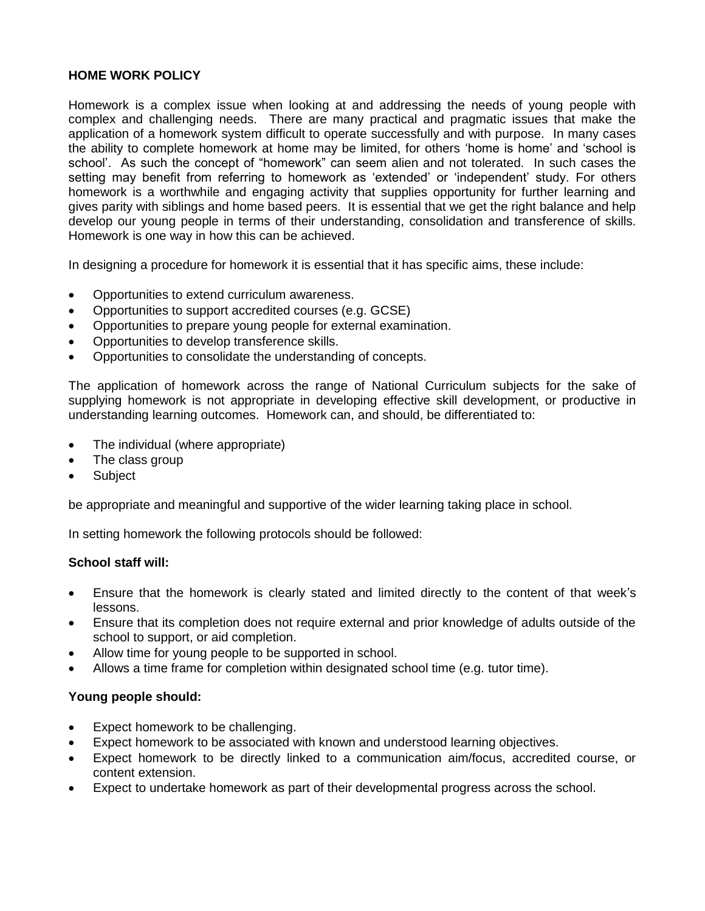**HOME WORK POLICY**

Homework is a complex issue when looking at and addressing the needs of young people with complex and challenging needs. There are many practical and pragmatic issues that make the application of a homework system difficult to operate successfully and with purpose. In many cases the ability to complete homework at home may be limited, for others 'home is home' and 'school is school'. As such the concept of "homework" can seem alien and not tolerated. In such cases the setting may benefit from referring to homework as 'extended' or 'independent' study. For others homework is a worthwhile and engaging activity that supplies opportunity for further learning and gives parity with siblings and home based peers. It is essential that we get the right balance and help develop our young people in terms of their understanding, consolidation and transference of skills. Homework is one way in how this can be achieved.

In designing a procedure for homework it is essential that it has specific aims, these include:

- Opportunities to extend curriculum awareness.
- Opportunities to support accredited courses (e.g. GCSE)
- Opportunities to prepare young people for external examination.
- Opportunities to develop transference skills.
- Opportunities to consolidate the understanding of concepts.

The application of homework across the range of National Curriculum subjects for the sake of supplying homework is not appropriate in developing effective skill development, or productive in understanding learning outcomes. Homework can, and should, be differentiated to:

- The individual (where appropriate)
- The class group
- Subject

be appropriate and meaningful and supportive of the wider learning taking place in school.

In setting homework the following protocols should be followed:

**School staff will:**

- Ensure that the homework is clearly stated and limited directly to the content of that week's lessons.
- Ensure that its completion does not require external and prior knowledge of adults outside of the school to support, or aid completion.
- Allow time for young people to be supported in school.
- Allows a time frame for completion within designated school time (e.g. tutor time).

**Young people should:**

- Expect homework to be challenging.
- Expect homework to be associated with known and understood learning objectives.
- Expect homework to be directly linked to a communication aim/focus, accredited course, or content extension.
- Expect to undertake homework as part of their developmental progress across the school.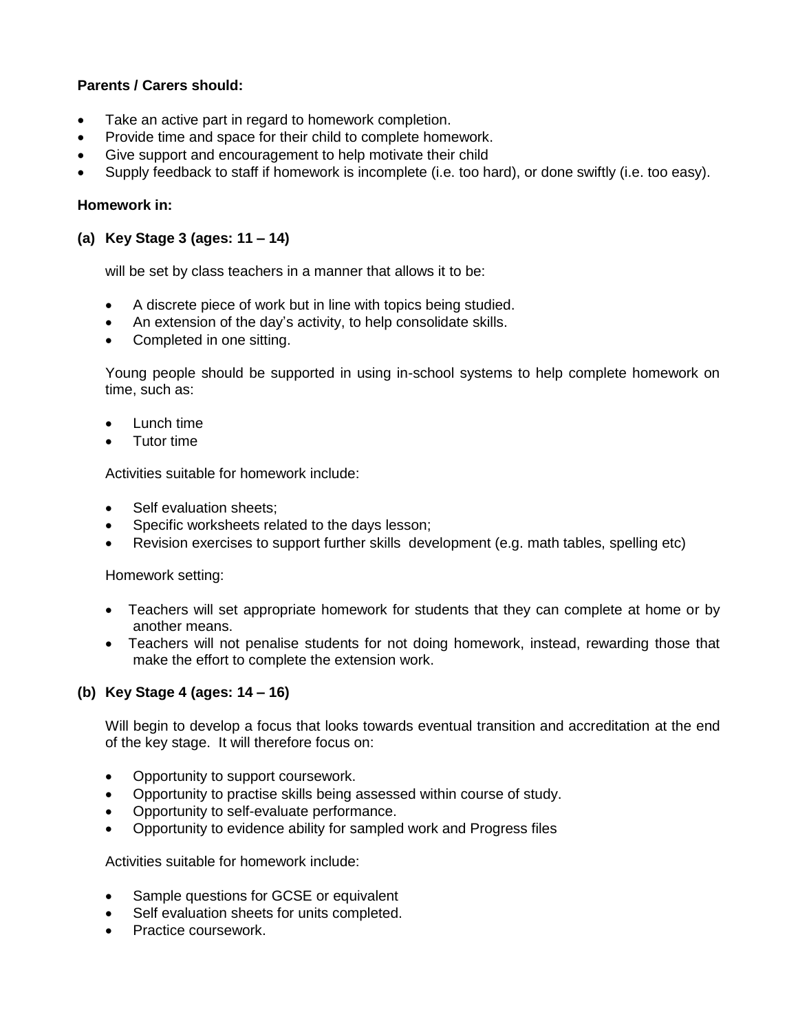**Parents / Carers should:**

- Take an active part in regard to homework completion.
- Provide time and space for their child to complete homework.
- Give support and encouragement to help motivate their child
- Supply feedback to staff if homework is incomplete (i.e. too hard), or done swiftly (i.e. too easy).

**Homework in:**

**(a) Key Stage 3 (ages: 11 – 14)**

will be set by class teachers in a manner that allows it to be:

- A discrete piece of work but in line with topics being studied.
- An extension of the day's activity, to help consolidate skills.
- Completed in one sitting.

Young people should be supported in using in-school systems to help complete homework on time, such as:

- Lunch time
- Tutor time

Activities suitable for homework include:

- Self evaluation sheets;
- Specific worksheets related to the days lesson;
- Revision exercises to support further skills development (e.g. math tables, spelling etc)

Homework setting:

- Teachers will set appropriate homework for students that they can complete at home or by another means.
- Teachers will not penalise students for not doing homework, instead, rewarding those that make the effort to complete the extension work.

**(b) Key Stage 4 (ages: 14 – 16)**

Will begin to develop a focus that looks towards eventual transition and accreditation at the end of the key stage. It will therefore focus on:

- Opportunity to support coursework.
- Opportunity to practise skills being assessed within course of study.
- Opportunity to self-evaluate performance.
- Opportunity to evidence ability for sampled work and Progress files

Activities suitable for homework include:

- Sample questions for GCSE or equivalent
- Self evaluation sheets for units completed.
- Practice coursework.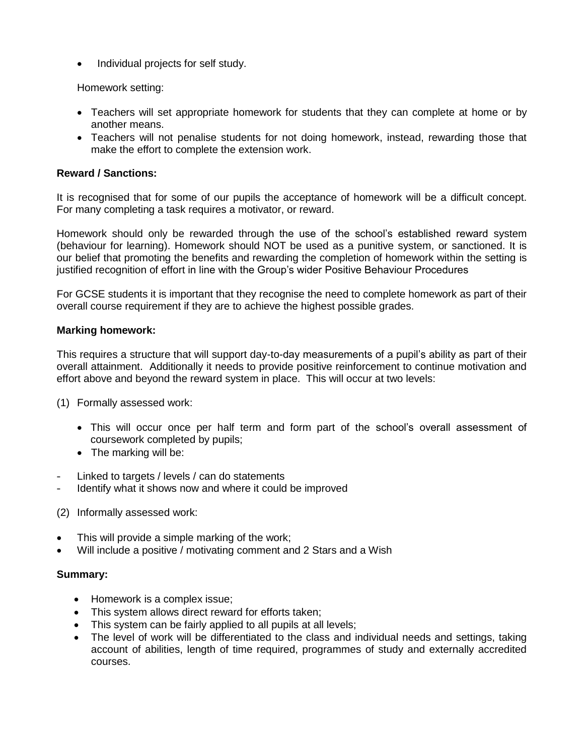- Individual projects for self study.

Homework setting:

- Teachers will set appropriate homework for students that they can complete at home or by another means.
- Teachers will not penalise students for not doing homework, instead, rewarding those that make the effort to complete the extension work.

**Reward / Sanctions:**

It is recognised that for some of our pupils the acceptance of homework will be a difficult concept. For many completing a task requires a motivator, or reward.

Homework should only be rewarded through the use of the school's established reward system (behaviour for learning). Homework should NOT be used as a punitive system, or sanctioned. It is our belief that promoting the benefits and rewarding the completion of homework within the setting is justified recognition of effort in line with the Group's wider Positive Behaviour Procedures

For GCSE students it is important that they recognise the need to complete homework as part of their overall course requirement if they are to achieve the highest possible grades.

**Marking homework:**

This requires a structure that will support day-to-day measurements of a pupil's ability as part of their overall attainment. Additionally it needs to provide positive reinforcement to continue motivation and effort above and beyond the reward system in place. This will occur at two levels:

(1) Formally assessed work:

- This will occur once per half term and form part of the school's overall assessment of coursework completed by pupils;
- The marking will be:

- Linked to targets / levels / can do statements
- Identify what it shows now and where it could be improved

(2) Informally assessed work:

- This will provide a simple marking of the work;
- Will include a positive / motivating comment and 2 Stars and a Wish

**Summary:**

- Homework is a complex issue;
- This system allows direct reward for efforts taken;
- This system can be fairly applied to all pupils at all levels;
- The level of work will be differentiated to the class and individual needs and settings, taking account of abilities, length of time required, programmes of study and externally accredited courses.